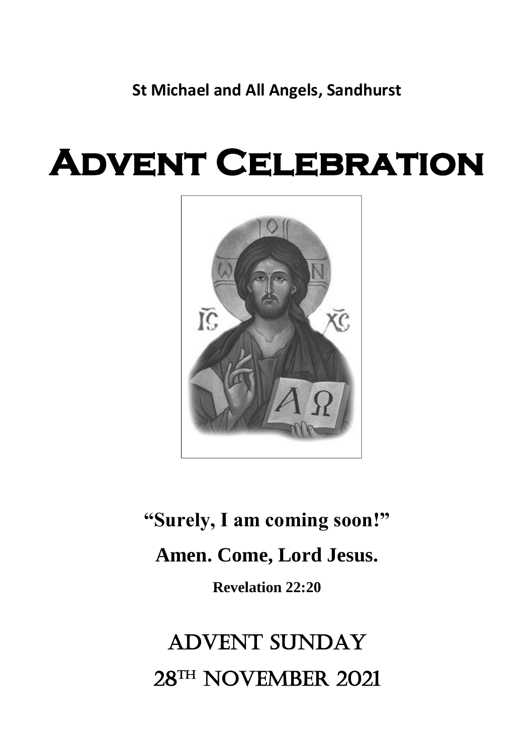**St Michael and All Angels, Sandhurst**

# Advent Celebration

**"Surely, I am coming soon!"**

**Amen. Come, Lord Jesus.**

**Revelation 22:20**

## ADVENT SUNDAY

## 28TH NOVEMBER 2021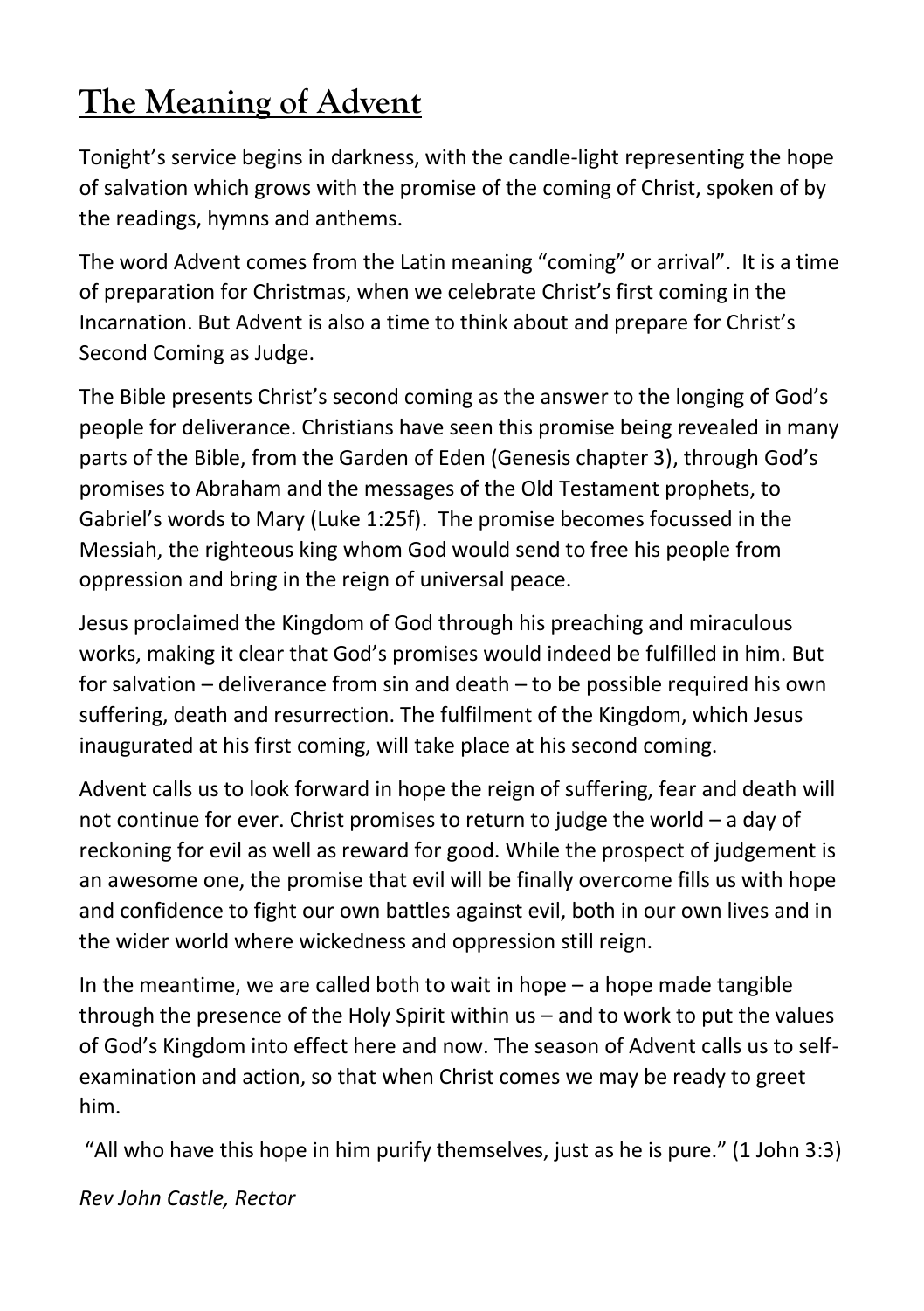# The Meaning of Advent

Tonight's service begins in darkness, with the candle-light representing the hope of salvation which grows with the promise of the coming of Christ, spoken of by the readings, hymns and anthems.

The word Advent comes from the Latin meaning "coming" or arrival". It is a time of preparation for Christmas, when we celebrate Christ's first coming in the Incarnation. But Advent is also a time to think about and prepare for Christ's Second Coming as Judge.

The Bible presents Christ's second coming as the answer to the longing of God's people for deliverance. Christians have seen this promise being revealed in many parts of the Bible, from the Garden of Eden (Genesis chapter 3), through God's promises to Abraham and the messages of the Old Testament prophets, to Gabriel's words to Mary (Luke 1:25f). The promise becomes focussed in the Messiah, the righteous king whom God would send to free his people from oppression and bring in the reign of universal peace.

Jesus proclaimed the Kingdom of God through his preaching and miraculous works, making it clear that God's promises would indeed be fulfilled in him. But for salvation – deliverance from sin and death – to be possible required his own suffering, death and resurrection. The fulfilment of the Kingdom, which Jesus inaugurated at his first coming, will take place at his second coming.

Advent calls us to look forward in hope the reign of suffering, fear and death will not continue for ever. Christ promises to return to judge the world – a day of reckoning for evil as well as reward for good. While the prospect of judgement is an awesome one, the promise that evil will be finally overcome fills us with hope and confidence to fight our own battles against evil, both in our own lives and in the wider world where wickedness and oppression still reign.

In the meantime, we are called both to wait in hope – a hope made tangible through the presence of the Holy Spirit within us – and to work to put the values of God's Kingdom into effect here and now. The season of Advent calls us to self-examination and action, so that when Christ comes we may be ready to greet him.

"All who have this hope in him purify themselves, just as he is pure." (1 John 3:3)

*Rev John Castle, Rector*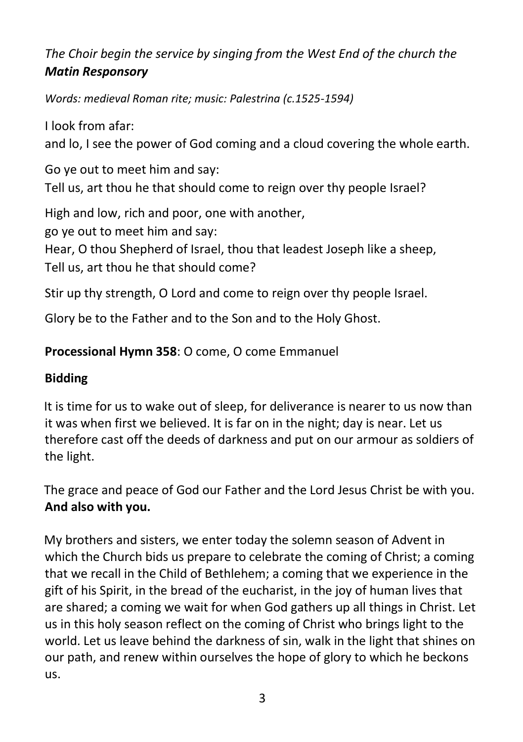*The Choir begin the service by singing from the West End of the church the* ***Matin Responsory***

*Words: medieval Roman rite; music: Palestrina (c.1525-1594)*

I look from afar:
and lo, I see the power of God coming and a cloud covering the whole earth.

Go ye out to meet him and say:
Tell us, art thou he that should come to reign over thy people Israel?

High and low, rich and poor, one with another,
go ye out to meet him and say:
Hear, O thou Shepherd of Israel, thou that leadest Joseph like a sheep,
Tell us, art thou he that should come?

Stir up thy strength, O Lord and come to reign over thy people Israel.

Glory be to the Father and to the Son and to the Holy Ghost.

**Processional Hymn 358**: O come, O come Emmanuel

**Bidding**

It is time for us to wake out of sleep, for deliverance is nearer to us now than it was when first we believed. It is far on in the night; day is near. Let us therefore cast off the deeds of darkness and put on our armour as soldiers of the light.

The grace and peace of God our Father and the Lord Jesus Christ be with you.
**And also with you.**

My brothers and sisters, we enter today the solemn season of Advent in which the Church bids us prepare to celebrate the coming of Christ; a coming that we recall in the Child of Bethlehem; a coming that we experience in the gift of his Spirit, in the bread of the eucharist, in the joy of human lives that are shared; a coming we wait for when God gathers up all things in Christ. Let us in this holy season reflect on the coming of Christ who brings light to the world. Let us leave behind the darkness of sin, walk in the light that shines on our path, and renew within ourselves the hope of glory to which he beckons us.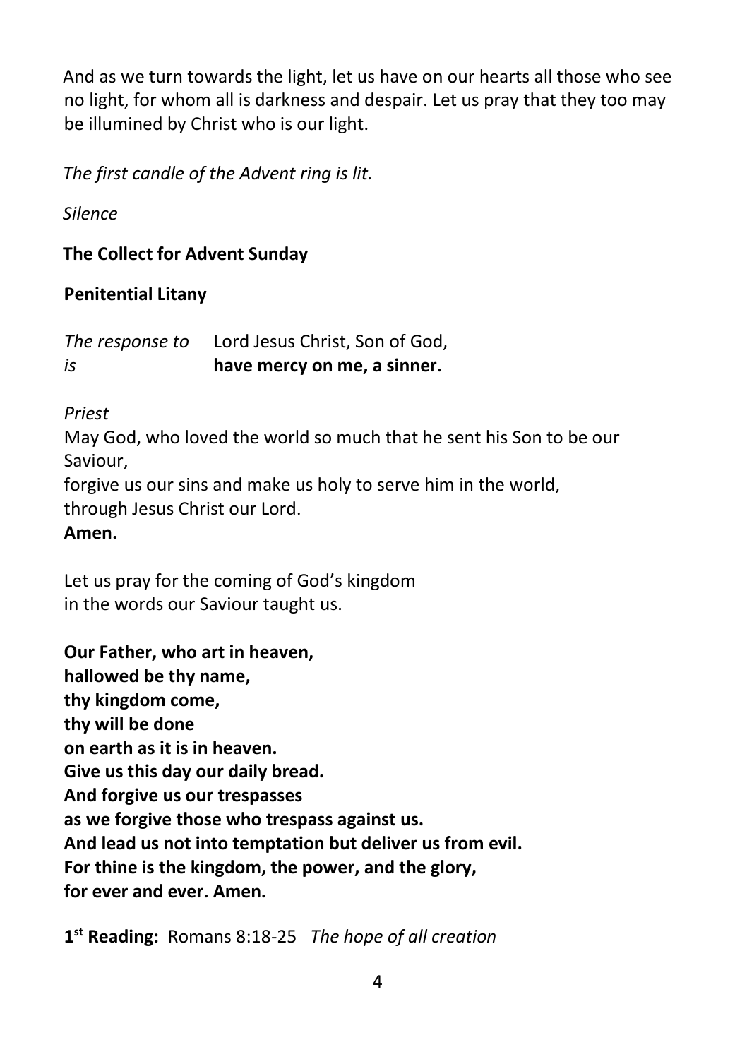And as we turn towards the light, let us have on our hearts all those who see no light, for whom all is darkness and despair. Let us pray that they too may be illumined by Christ who is our light.

*The first candle of the Advent ring is lit.*

*Silence*

**The Collect for Advent Sunday**

**Penitential Litany**

*The response to is* Lord Jesus Christ, Son of God,
**have mercy on me, a sinner.**

*Priest*

May God, who loved the world so much that he sent his Son to be our Saviour,
forgive us our sins and make us holy to serve him in the world,
through Jesus Christ our Lord.
**Amen.**

Let us pray for the coming of God's kingdom
in the words our Saviour taught us.

**Our Father, who art in heaven,**
**hallowed be thy name,**
**thy kingdom come,**
**thy will be done**
**on earth as it is in heaven.**
**Give us this day our daily bread.**
**And forgive us our trespasses**
**as we forgive those who trespass against us.**
**And lead us not into temptation but deliver us from evil.**
**For thine is the kingdom, the power, and the glory,**
**for ever and ever. Amen.**

**1st Reading:** Romans 8:18-25 *The hope of all creation*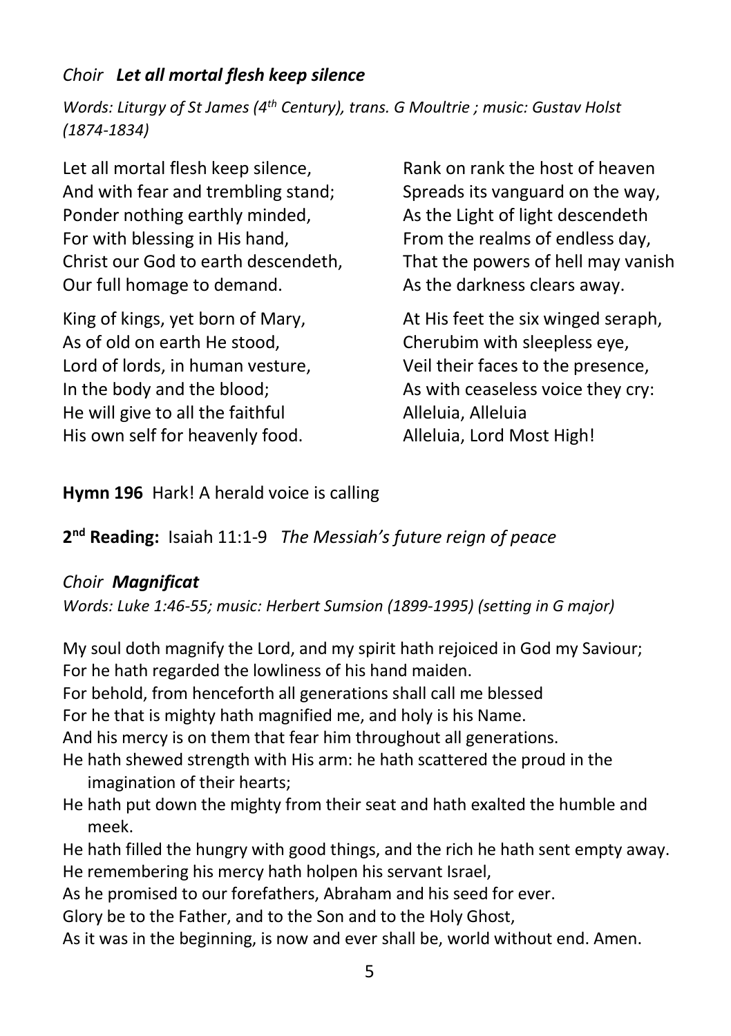*Choir* ***Let all mortal flesh keep silence***

*Words: Liturgy of St James (4th Century), trans. G Moultrie ; music: Gustav Holst (1874-1834)*

Let all mortal flesh keep silence,
And with fear and trembling stand;
Ponder nothing earthly minded,
For with blessing in His hand,
Christ our God to earth descendeth,
Our full homage to demand.

King of kings, yet born of Mary,
As of old on earth He stood,
Lord of lords, in human vesture,
In the body and the blood;
He will give to all the faithful
His own self for heavenly food.

Rank on rank the host of heaven
Spreads its vanguard on the way,
As the Light of light descendeth
From the realms of endless day,
That the powers of hell may vanish
As the darkness clears away.

At His feet the six winged seraph,
Cherubim with sleepless eye,
Veil their faces to the presence,
As with ceaseless voice they cry:
Alleluia, Alleluia
Alleluia, Lord Most High!

**Hymn 196** Hark! A herald voice is calling

**2nd Reading:** Isaiah 11:1-9 *The Messiah's future reign of peace*

*Choir* ***Magnificat***

*Words: Luke 1:46-55; music: Herbert Sumsion (1899-1995) (setting in G major)*

My soul doth magnify the Lord, and my spirit hath rejoiced in God my Saviour;
For he hath regarded the lowliness of his hand maiden.
For behold, from henceforth all generations shall call me blessed
For he that is mighty hath magnified me, and holy is his Name.
And his mercy is on them that fear him throughout all generations.
He hath shewed strength with His arm: he hath scattered the proud in the imagination of their hearts;
He hath put down the mighty from their seat and hath exalted the humble and meek.
He hath filled the hungry with good things, and the rich he hath sent empty away.
He remembering his mercy hath holpen his servant Israel,
As he promised to our forefathers, Abraham and his seed for ever.
Glory be to the Father, and to the Son and to the Holy Ghost,
As it was in the beginning, is now and ever shall be, world without end. Amen.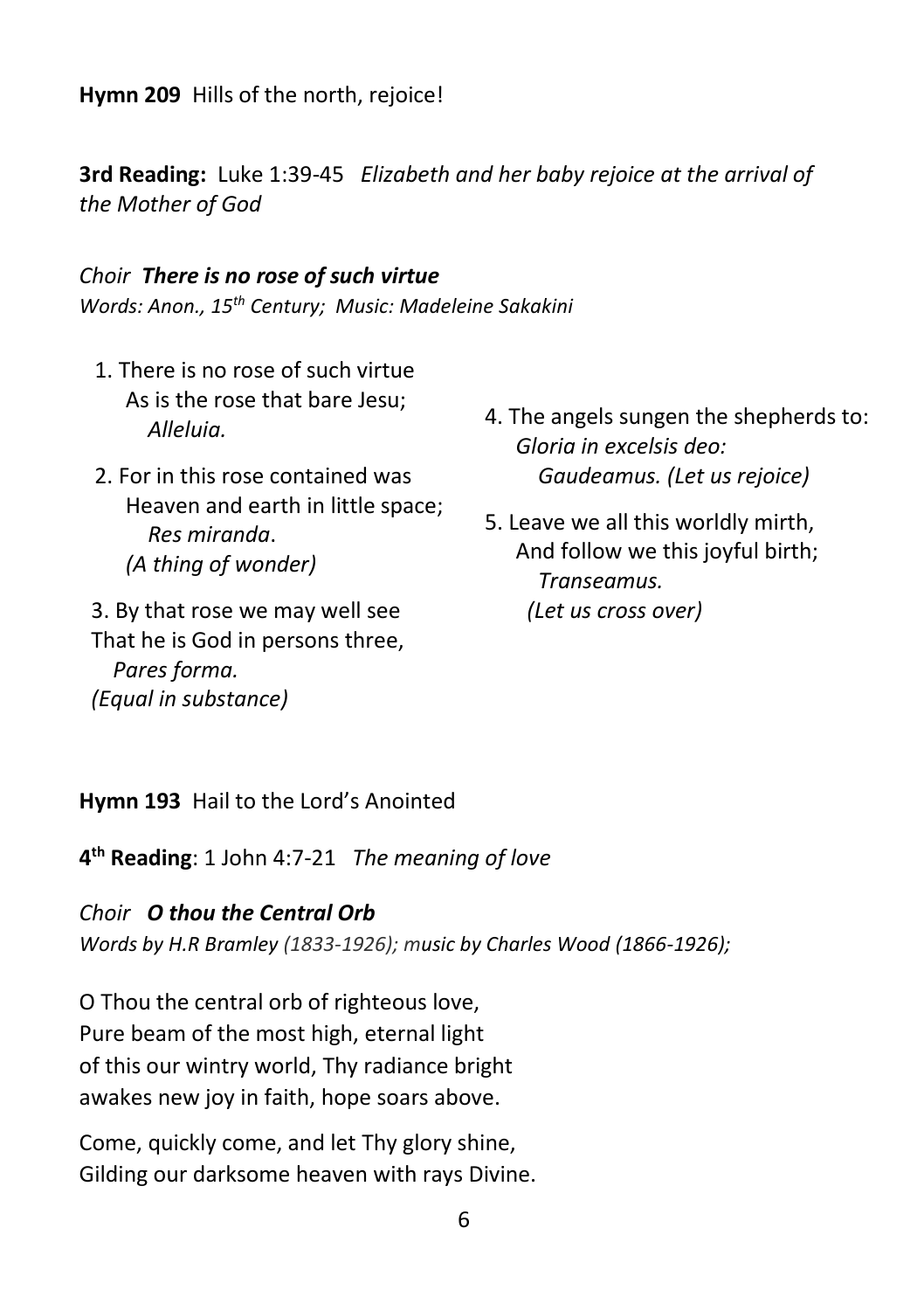**Hymn 209** Hills of the north, rejoice!

**3rd Reading:** Luke 1:39-45 *Elizabeth and her baby rejoice at the arrival of the Mother of God*

*Choir* ***There is no rose of such virtue***
*Words: Anon., 15th Century; Music: Madeleine Sakakini*

1. There is no rose of such virtue
   As is the rose that bare Jesu;
   *Alleluia.*

2. For in this rose contained was
   Heaven and earth in little space;
   *Res miranda*.
   *(A thing of wonder)*

3. By that rose we may well see
   That he is God in persons three,
   *Pares forma.*
   *(Equal in substance)*

4. The angels sungen the shepherds to:
   *Gloria in excelsis deo:*
   *Gaudeamus. (Let us rejoice)*

5. Leave we all this worldly mirth,
   And follow we this joyful birth;
   *Transeamus.*
   *(Let us cross over)*

**Hymn 193** Hail to the Lord's Anointed

**4th Reading**: 1 John 4:7-21 *The meaning of love*

*Choir* ***O thou the Central Orb***
*Words by H.R Bramley (1833-1926); music by Charles Wood (1866-1926);*

O Thou the central orb of righteous love,
Pure beam of the most high, eternal light
of this our wintry world, Thy radiance bright
awakes new joy in faith, hope soars above.

Come, quickly come, and let Thy glory shine,
Gilding our darksome heaven with rays Divine.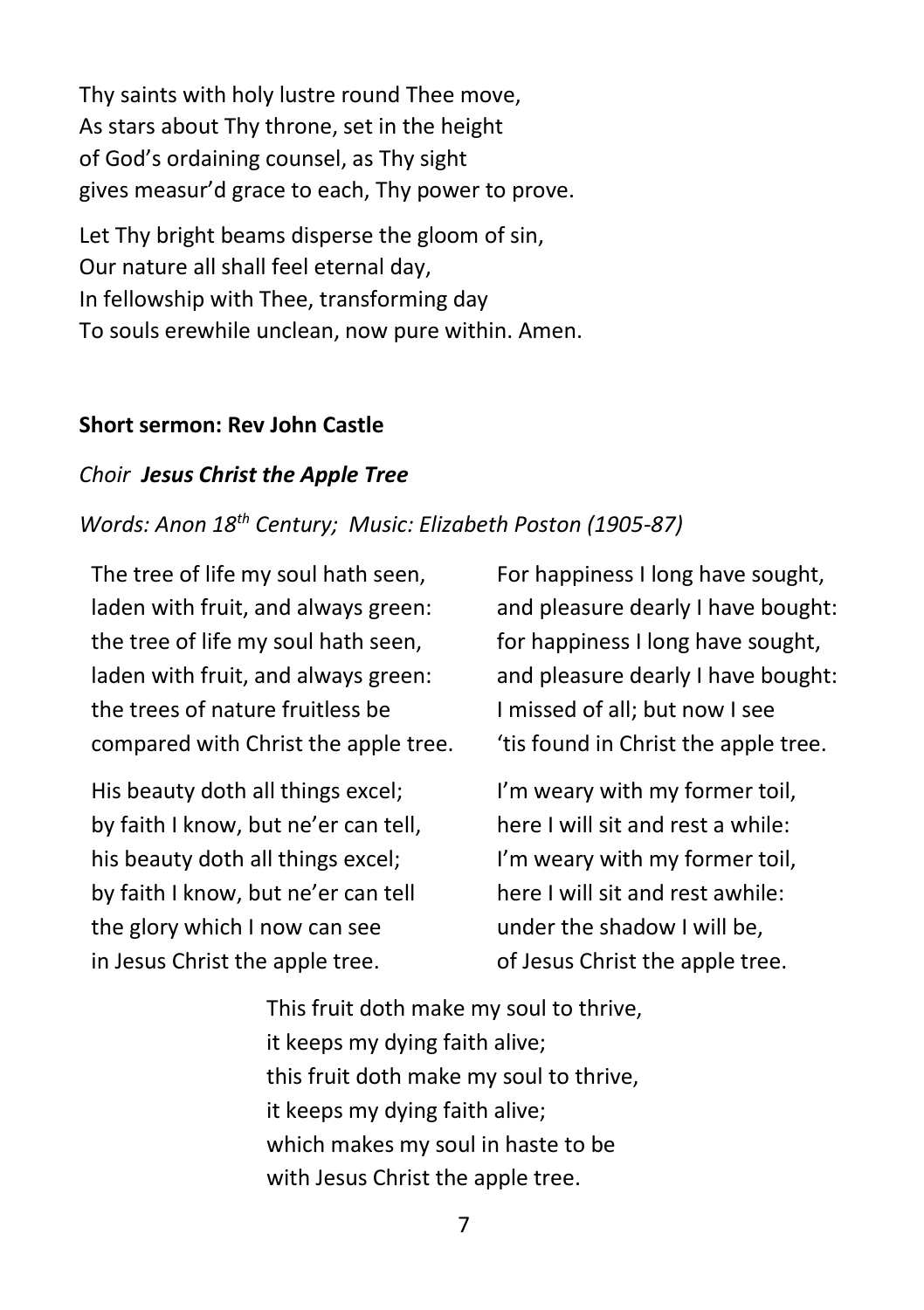Thy saints with holy lustre round Thee move,  
As stars about Thy throne, set in the height  
of God's ordaining counsel, as Thy sight  
gives measur'd grace to each, Thy power to prove.

Let Thy bright beams disperse the gloom of sin,  
Our nature all shall feel eternal day,  
In fellowship with Thee, transforming day  
To souls erewhile unclean, now pure within. Amen.

**Short sermon: Rev John Castle**

*Choir* ***Jesus Christ the Apple Tree***

*Words: Anon 18th Century; Music: Elizabeth Poston (1905-87)*

The tree of life my soul hath seen,  
laden with fruit, and always green:  
the tree of life my soul hath seen,  
laden with fruit, and always green:  
the trees of nature fruitless be  
compared with Christ the apple tree.

His beauty doth all things excel;  
by faith I know, but ne'er can tell,  
his beauty doth all things excel;  
by faith I know, but ne'er can tell  
the glory which I now can see  
in Jesus Christ the apple tree.

For happiness I long have sought,  
and pleasure dearly I have bought:  
for happiness I long have sought,  
and pleasure dearly I have bought:  
I missed of all; but now I see  
'tis found in Christ the apple tree.

I'm weary with my former toil,  
here I will sit and rest a while:  
I'm weary with my former toil,  
here I will sit and rest awhile:  
under the shadow I will be,  
of Jesus Christ the apple tree.

This fruit doth make my soul to thrive,  
it keeps my dying faith alive;  
this fruit doth make my soul to thrive,  
it keeps my dying faith alive;  
which makes my soul in haste to be  
with Jesus Christ the apple tree.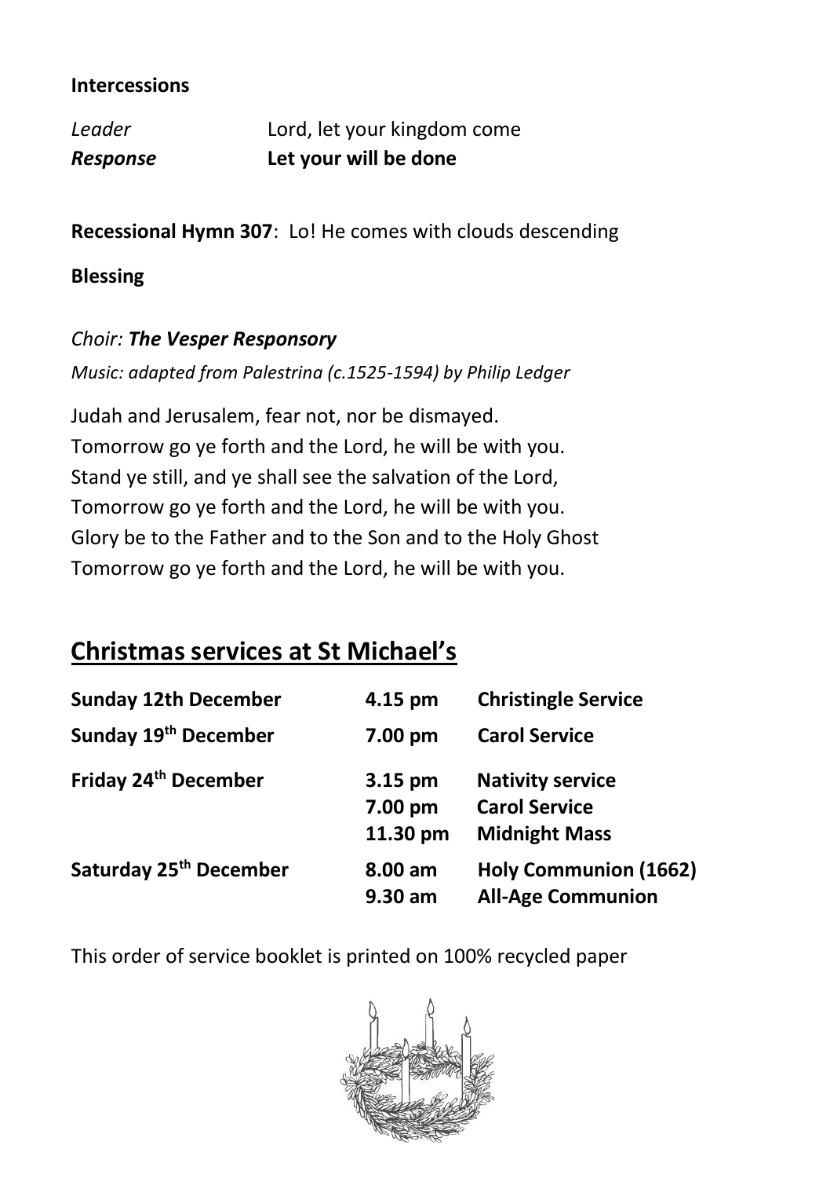**Intercessions**

*Leader* Lord, let your kingdom come
***Response*** **Let your will be done**

**Recessional Hymn 307**: Lo! He comes with clouds descending

**Blessing**

*Choir:* ***The Vesper Responsory***

*Music: adapted from Palestrina (c.1525-1594) by Philip Ledger*

Judah and Jerusalem, fear not, nor be dismayed.
Tomorrow go ye forth and the Lord, he will be with you.
Stand ye still, and ye shall see the salvation of the Lord,
Tomorrow go ye forth and the Lord, he will be with you.
Glory be to the Father and to the Son and to the Holy Ghost
Tomorrow go ye forth and the Lord, he will be with you.

## Christmas services at St Michael's

| | | |
|---|---|---|
| **Sunday 12th December** | **4.15 pm** | **Christingle Service** |
| **Sunday 19th December** | **7.00 pm** | **Carol Service** |
| **Friday 24th December** | **3.15 pm** | **Nativity service** |
| | **7.00 pm** | **Carol Service** |
| | **11.30 pm** | **Midnight Mass** |
| **Saturday 25th December** | **8.00 am** | **Holy Communion (1662)** |
| | **9.30 am** | **All-Age Communion** |

This order of service booklet is printed on 100% recycled paper